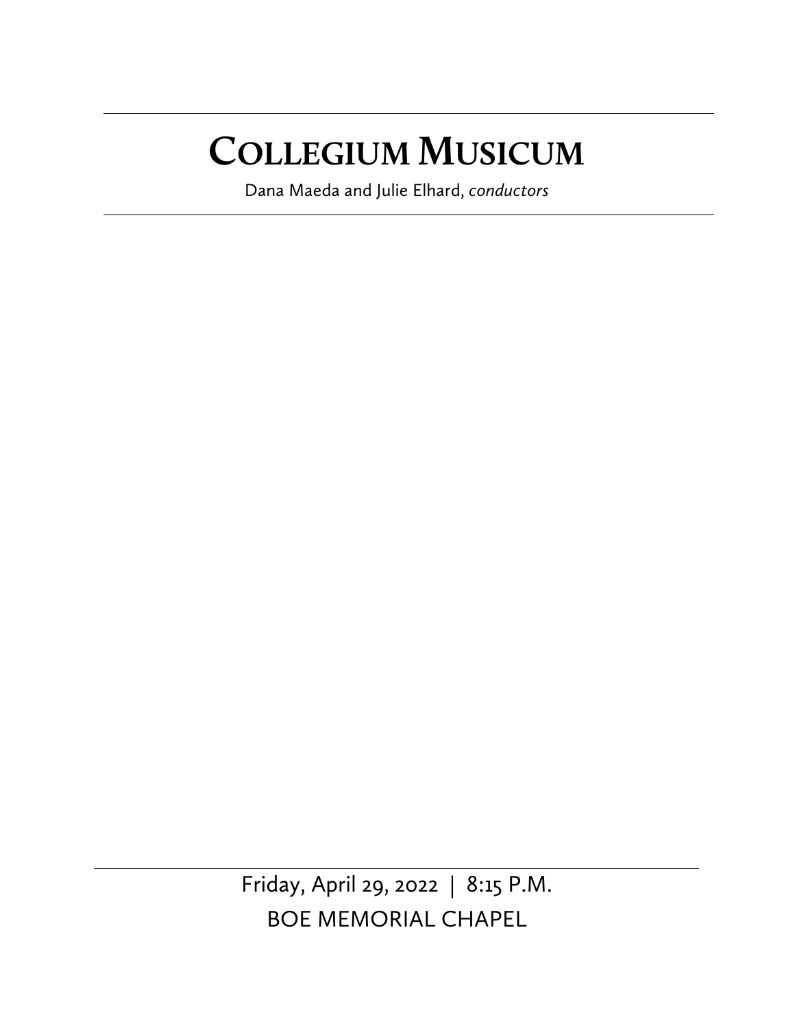# COLLEGIUM MUSICUM

Dana Maeda and Julie Elhard, *conductors*

Friday, April 29, 2022 | 8:15 P.M.

BOE MEMORIAL CHAPEL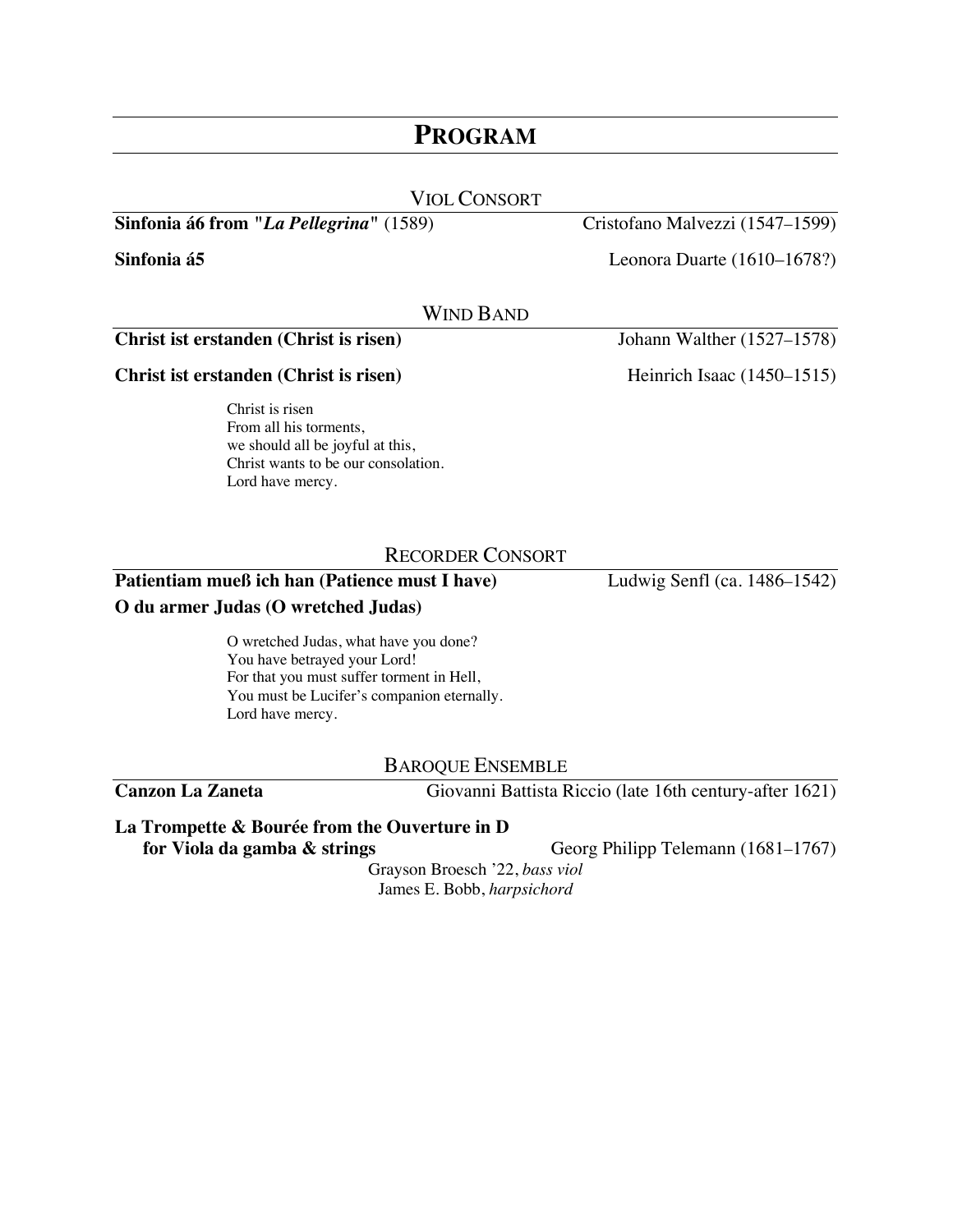# Program

## Viol Consort

**Sinfonia á6 from "*La Pellegrina*"** (1589) — Cristofano Malvezzi (1547–1599)

**Sinfonia á5** — Leonora Duarte (1610–1678?)

## Wind Band

**Christ ist erstanden (Christ is risen)** — Johann Walther (1527–1578)

**Christ ist erstanden (Christ is risen)** — Heinrich Isaac (1450–1515)

> Christ is risen
> From all his torments,
> we should all be joyful at this,
> Christ wants to be our consolation.
> Lord have mercy.

## Recorder Consort

**Patientiam mueß ich han (Patience must I have)** — Ludwig Senfl (ca. 1486–1542)

**O du armer Judas (O wretched Judas)**

> O wretched Judas, what have you done?
> You have betrayed your Lord!
> For that you must suffer torment in Hell,
> You must be Lucifer's companion eternally.
> Lord have mercy.

## Baroque Ensemble

**Canzon La Zaneta** — Giovanni Battista Riccio (late 16th century-after 1621)

**La Trompette & Bourée from the Ouverture in D for Viola da gamba & strings** — Georg Philipp Telemann (1681–1767)

Grayson Broesch '22, *bass viol*
James E. Bobb, *harpsichord*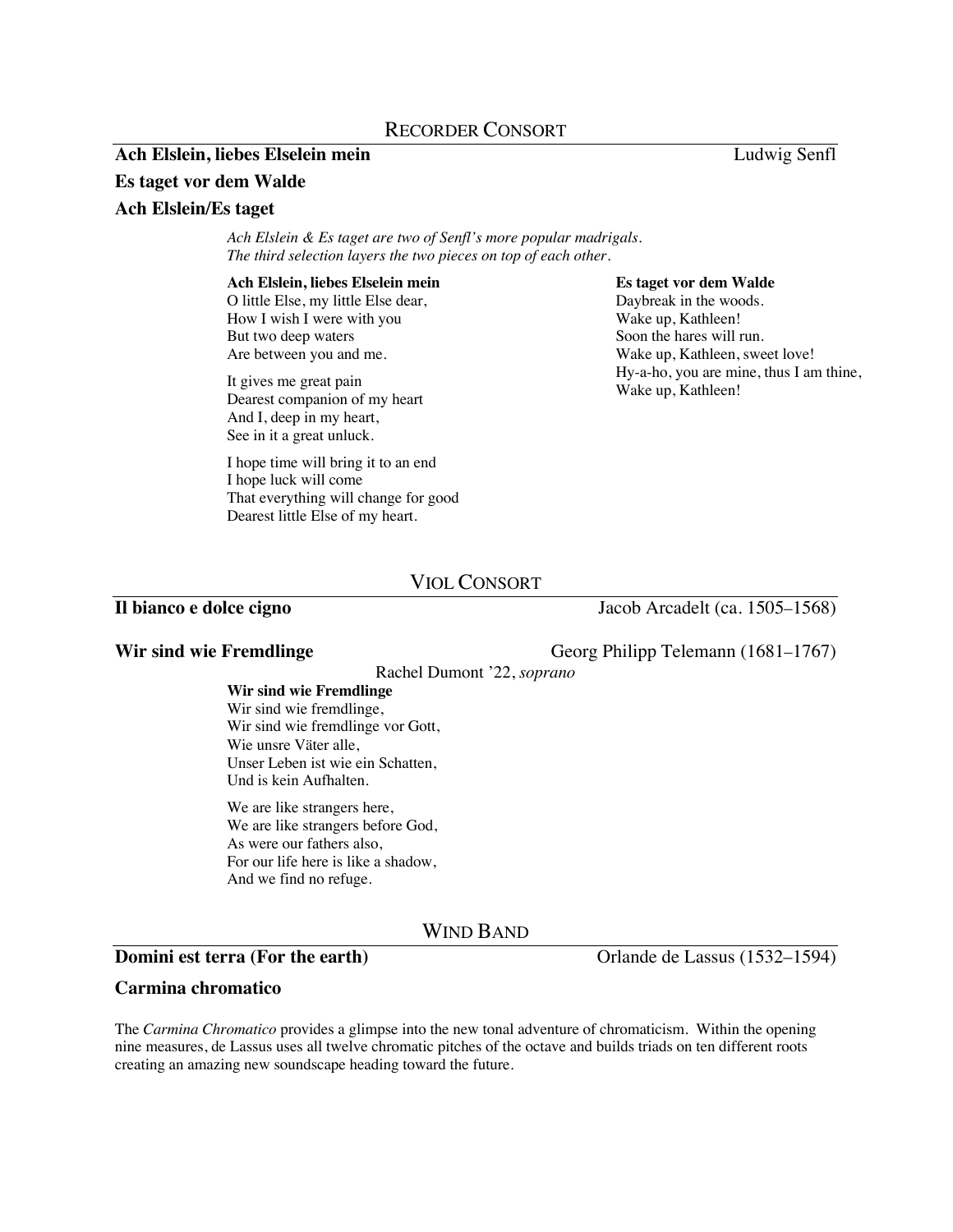## Recorder Consort

**Ach Elslein, liebes Elselein mein** — Ludwig Senfl

**Es taget vor dem Walde**

**Ach Elslein/Es taget**

*Ach Elslein & Es taget are two of Senfl's more popular madrigals.*
*The third selection layers the two pieces on top of each other.*

**Ach Elslein, liebes Elselein mein**
O little Else, my little Else dear,
How I wish I were with you
But two deep waters
Are between you and me.

It gives me great pain
Dearest companion of my heart
And I, deep in my heart,
See in it a great unluck.

I hope time will bring it to an end
I hope luck will come
That everything will change for good
Dearest little Else of my heart.

**Es taget vor dem Walde**
Daybreak in the woods.
Wake up, Kathleen!
Soon the hares will run.
Wake up, Kathleen, sweet love!
Hy-a-ho, you are mine, thus I am thine,
Wake up, Kathleen!

## Viol Consort

**Il bianco e dolce cigno** — Jacob Arcadelt (ca. 1505–1568)

**Wir sind wie Fremdlinge** — Georg Philipp Telemann (1681–1767)

Rachel Dumont '22, *soprano*

**Wir sind wie Fremdlinge**
Wir sind wie fremdlinge,
Wir sind wie fremdlinge vor Gott,
Wie unsre Väter alle,
Unser Leben ist wie ein Schatten,
Und is kein Aufhalten.

We are like strangers here,
We are like strangers before God,
As were our fathers also,
For our life here is like a shadow,
And we find no refuge.

## Wind Band

**Domini est terra (For the earth)** — Orlande de Lassus (1532–1594)

**Carmina chromatico**

The *Carmina Chromatico* provides a glimpse into the new tonal adventure of chromaticism. Within the opening nine measures, de Lassus uses all twelve chromatic pitches of the octave and builds triads on ten different roots creating an amazing new soundscape heading toward the future.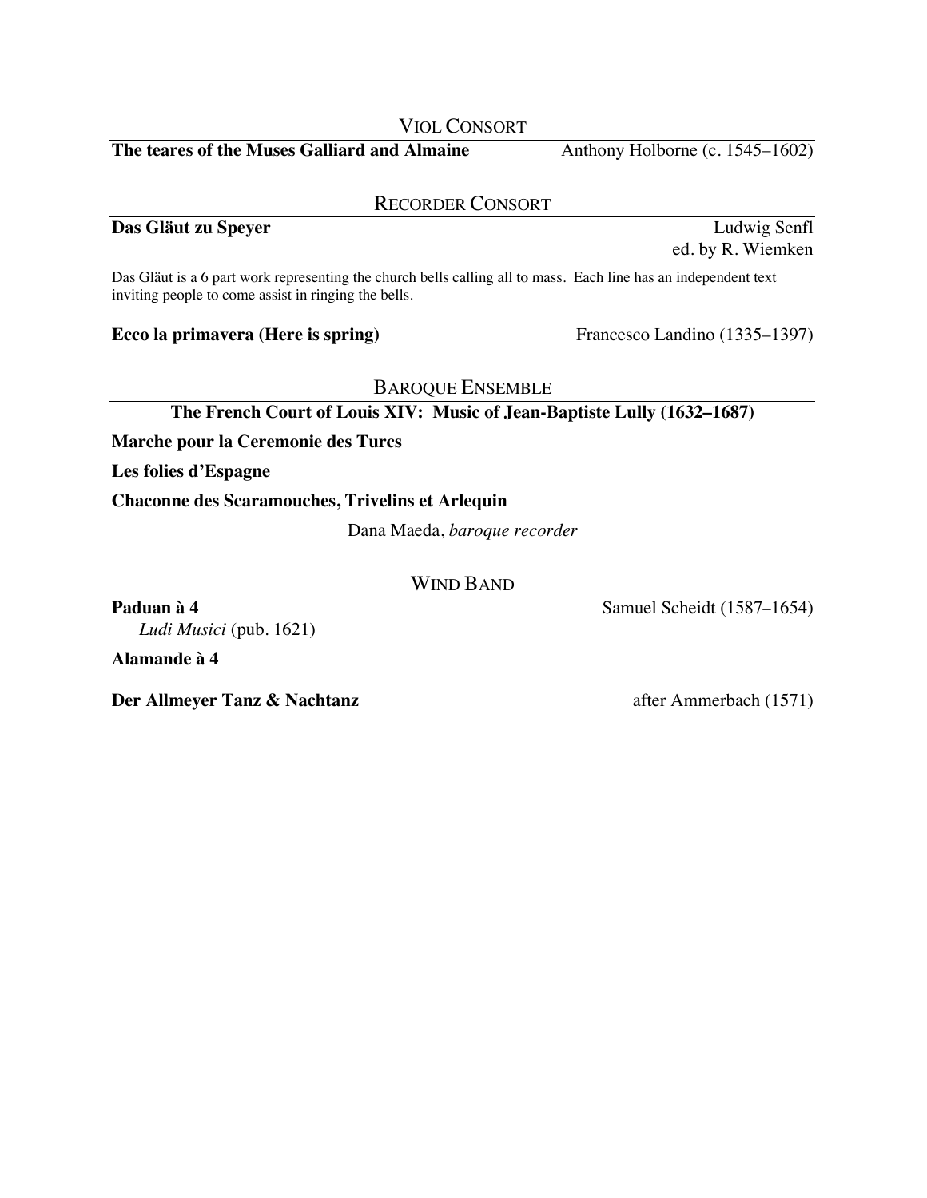## Viol Consort

**The teares of the Muses Galliard and Almaine** — Anthony Holborne (c. 1545–1602)

## Recorder Consort

**Das Gläut zu Speyer** — Ludwig Senfl
ed. by R. Wiemken

Das Gläut is a 6 part work representing the church bells calling all to mass. Each line has an independent text inviting people to come assist in ringing the bells.

**Ecco la primavera (Here is spring)** — Francesco Landino (1335–1397)

## Baroque Ensemble

**The French Court of Louis XIV: Music of Jean-Baptiste Lully (1632–1687)**

**Marche pour la Ceremonie des Turcs**

**Les folies d'Espagne**

**Chaconne des Scaramouches, Trivelins et Arlequin**

Dana Maeda, *baroque recorder*

## Wind Band

**Paduan à 4** — Samuel Scheidt (1587–1654)
*Ludi Musici* (pub. 1621)

**Alamande à 4**

**Der Allmeyer Tanz & Nachtanz** — after Ammerbach (1571)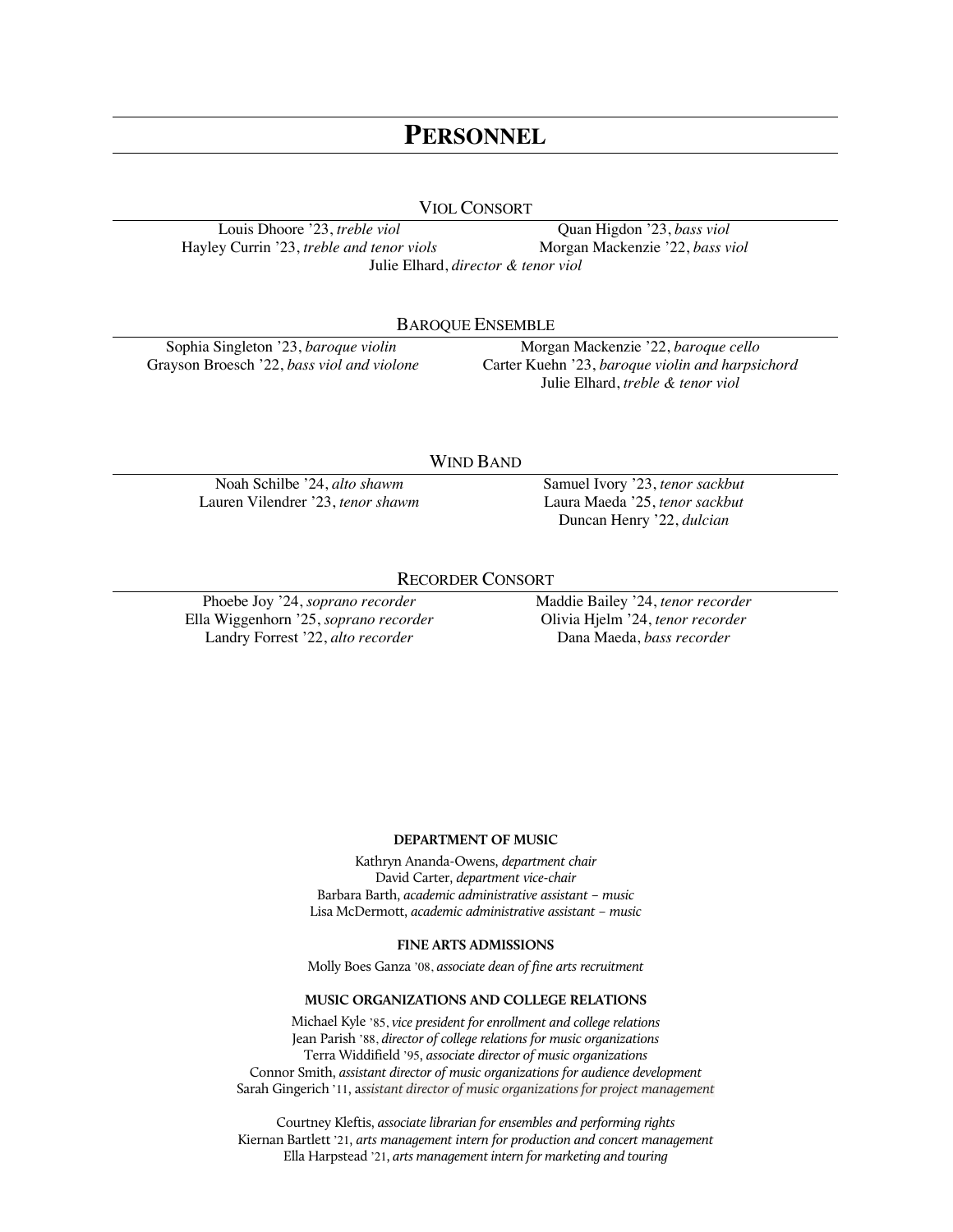# PERSONNEL

## VIOL CONSORT

Louis Dhoore '23, *treble viol*
Hayley Currin '23, *treble and tenor viols*
Quan Higdon '23, *bass viol*
Morgan Mackenzie '22, *bass viol*
Julie Elhard, *director & tenor viol*

## BAROQUE ENSEMBLE

Sophia Singleton '23, *baroque violin*
Grayson Broesch '22, *bass viol and violone*
Morgan Mackenzie '22, *baroque cello*
Carter Kuehn '23, *baroque violin and harpsichord*
Julie Elhard, *treble & tenor viol*

## WIND BAND

Noah Schilbe '24, *alto shawm*
Lauren Vilendrer '23, *tenor shawm*
Samuel Ivory '23, *tenor sackbut*
Laura Maeda '25, *tenor sackbut*
Duncan Henry '22, *dulcian*

## RECORDER CONSORT

Phoebe Joy '24, *soprano recorder*
Ella Wiggenhorn '25, *soprano recorder*
Landry Forrest '22, *alto recorder*
Maddie Bailey '24, *tenor recorder*
Olivia Hjelm '24, *tenor recorder*
Dana Maeda, *bass recorder*

**DEPARTMENT OF MUSIC**

Kathryn Ananda-Owens, *department chair*
David Carter, *department vice-chair*
Barbara Barth, *academic administrative assistant – music*
Lisa McDermott, *academic administrative assistant – music*

**FINE ARTS ADMISSIONS**

Molly Boes Ganza '08, *associate dean of fine arts recruitment*

**MUSIC ORGANIZATIONS AND COLLEGE RELATIONS**

Michael Kyle '85, *vice president for enrollment and college relations*
Jean Parish '88, *director of college relations for music organizations*
Terra Widdifield '95, *associate director of music organizations*
Connor Smith, *assistant director of music organizations for audience development*
Sarah Gingerich '11, a*ssistant director of music organizations for project management*

Courtney Kleftis, *associate librarian for ensembles and performing rights*
Kiernan Bartlett '21, *arts management intern for production and concert management*
Ella Harpstead '21, *arts management intern for marketing and touring*